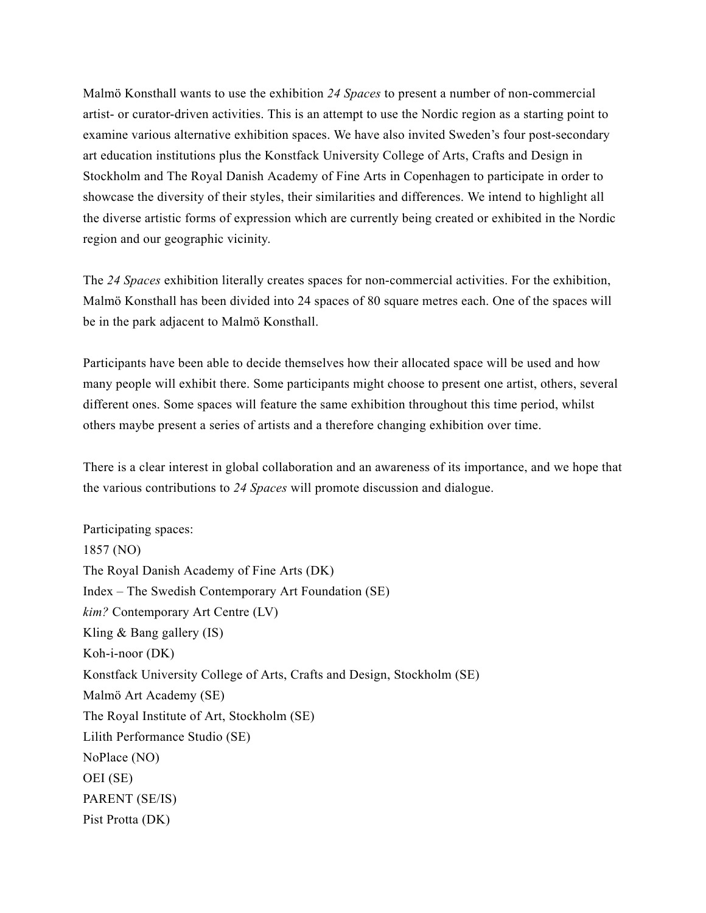Malmö Konsthall wants to use the exhibition *24 Spaces* to present a number of non-commercial artist- or curator-driven activities. This is an attempt to use the Nordic region as a starting point to examine various alternative exhibition spaces. We have also invited Sweden's four post-secondary art education institutions plus the Konstfack University College of Arts, Crafts and Design in Stockholm and The Royal Danish Academy of Fine Arts in Copenhagen to participate in order to showcase the diversity of their styles, their similarities and differences. We intend to highlight all the diverse artistic forms of expression which are currently being created or exhibited in the Nordic region and our geographic vicinity.

The *24 Spaces* exhibition literally creates spaces for non-commercial activities. For the exhibition, Malmö Konsthall has been divided into 24 spaces of 80 square metres each. One of the spaces will be in the park adjacent to Malmö Konsthall.

Participants have been able to decide themselves how their allocated space will be used and how many people will exhibit there. Some participants might choose to present one artist, others, several different ones. Some spaces will feature the same exhibition throughout this time period, whilst others maybe present a series of artists and a therefore changing exhibition over time.

There is a clear interest in global collaboration and an awareness of its importance, and we hope that the various contributions to *24 Spaces* will promote discussion and dialogue.

Participating spaces:
1857 (NO)
The Royal Danish Academy of Fine Arts (DK)
Index – The Swedish Contemporary Art Foundation (SE)
*kim?* Contemporary Art Centre (LV)
Kling & Bang gallery (IS)
Koh-i-noor (DK)
Konstfack University College of Arts, Crafts and Design, Stockholm (SE)
Malmö Art Academy (SE)
The Royal Institute of Art, Stockholm (SE)
Lilith Performance Studio (SE)
NoPlace (NO)
OEI (SE)
PARENT (SE/IS)
Pist Protta (DK)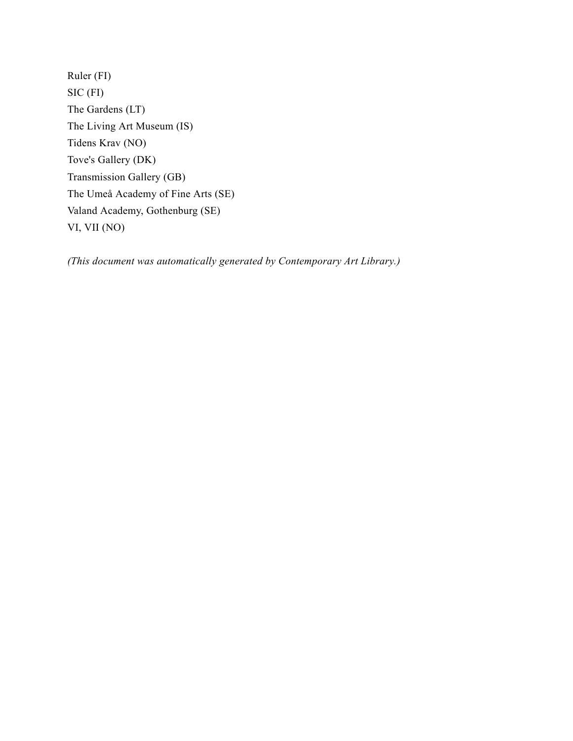Ruler (FI)
SIC (FI)
The Gardens (LT)
The Living Art Museum (IS)
Tidens Krav (NO)
Tove's Gallery (DK)
Transmission Gallery (GB)
The Umeå Academy of Fine Arts (SE)
Valand Academy, Gothenburg (SE)
VI, VII (NO)

*(This document was automatically generated by Contemporary Art Library.)*